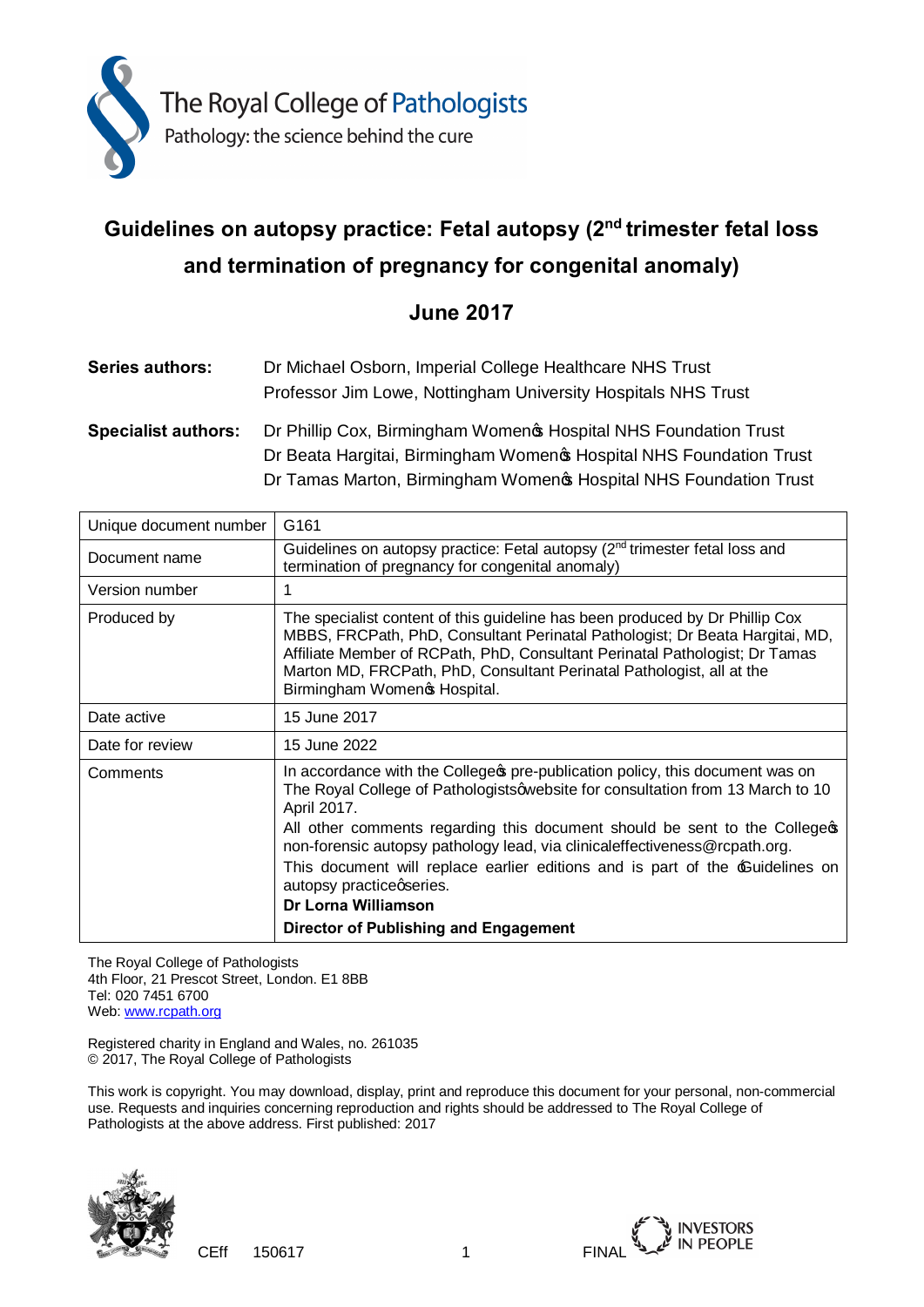The Royal College of Pathologists
Pathology: the science behind the cure

# Guidelines on autopsy practice: Fetal autopsy (2nd trimester fetal loss and termination of pregnancy for congenital anomaly)

## June 2017

**Series authors:** Dr Michael Osborn, Imperial College Healthcare NHS Trust
Professor Jim Lowe, Nottingham University Hospitals NHS Trust

**Specialist authors:** Dr Phillip Cox, Birmingham Women's Hospital NHS Foundation Trust
Dr Beata Hargitai, Birmingham Women's Hospital NHS Foundation Trust
Dr Tamas Marton, Birmingham Women's Hospital NHS Foundation Trust

| Unique document number | G161 |
|---|---|
| Document name | Guidelines on autopsy practice: Fetal autopsy (2nd trimester fetal loss and termination of pregnancy for congenital anomaly) |
| Version number | 1 |
| Produced by | The specialist content of this guideline has been produced by Dr Phillip Cox MBBS, FRCPath, PhD, Consultant Perinatal Pathologist; Dr Beata Hargitai, MD, Affiliate Member of RCPath, PhD, Consultant Perinatal Pathologist; Dr Tamas Marton MD, FRCPath, PhD, Consultant Perinatal Pathologist, all at the Birmingham Women's Hospital. |
| Date active | 15 June 2017 |
| Date for review | 15 June 2022 |
| Comments | In accordance with the College's pre-publication policy, this document was on The Royal College of Pathologists' website for consultation from 13 March to 10 April 2017. All other comments regarding this document should be sent to the College's non-forensic autopsy pathology lead, via clinicaleffectiveness@rcpath.org. This document will replace earlier editions and is part of the 'Guidelines on autopsy practice' series. **Dr Lorna Williamson** **Director of Publishing and Engagement** |

The Royal College of Pathologists
4th Floor, 21 Prescot Street, London. E1 8BB
Tel: 020 7451 6700
Web: www.rcpath.org

Registered charity in England and Wales, no. 261035
© 2017, The Royal College of Pathologists

This work is copyright. You may download, display, print and reproduce this document for your personal, non-commercial use. Requests and inquiries concerning reproduction and rights should be addressed to The Royal College of Pathologists at the above address. First published: 2017

CEff 150617 FINAL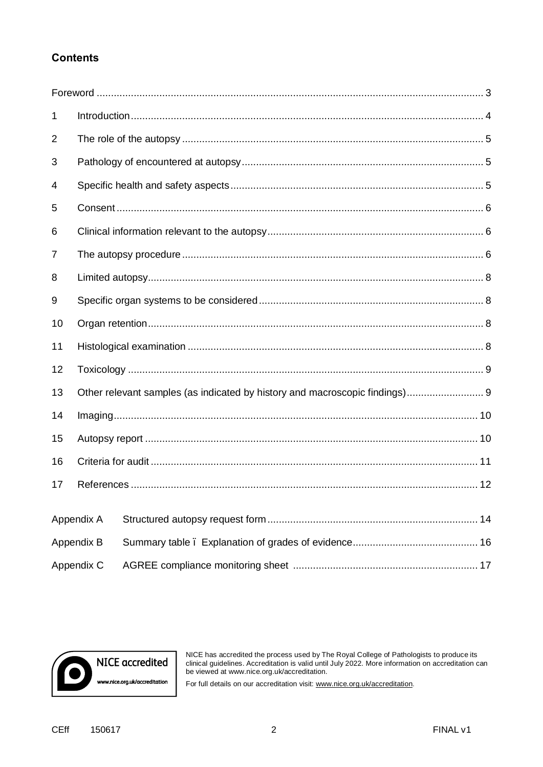## Contents

| | | |
|---|---|---|
| Foreword | | 3 |
| 1 | Introduction | 4 |
| 2 | The role of the autopsy | 5 |
| 3 | Pathology of encountered at autopsy | 5 |
| 4 | Specific health and safety aspects | 5 |
| 5 | Consent | 6 |
| 6 | Clinical information relevant to the autopsy | 6 |
| 7 | The autopsy procedure | 6 |
| 8 | Limited autopsy | 8 |
| 9 | Specific organ systems to be considered | 8 |
| 10 | Organ retention | 8 |
| 11 | Histological examination | 8 |
| 12 | Toxicology | 9 |
| 13 | Other relevant samples (as indicated by history and macroscopic findings) | 9 |
| 14 | Imaging | 10 |
| 15 | Autopsy report | 10 |
| 16 | Criteria for audit | 11 |
| 17 | References | 12 |
| Appendix A | Structured autopsy request form | 14 |
| Appendix B | Summary table ï Explanation of grades of evidence | 16 |
| Appendix C | AGREE compliance monitoring sheet | 17 |

NICE accredited
www.nice.org.uk/accreditation

NICE has accredited the process used by The Royal College of Pathologists to produce its clinical guidelines. Accreditation is valid until July 2022. More information on accreditation can be viewed at www.nice.org.uk/accreditation.

For full details on our accreditation visit: www.nice.org.uk/accreditation.

CEff 150617 FINAL v1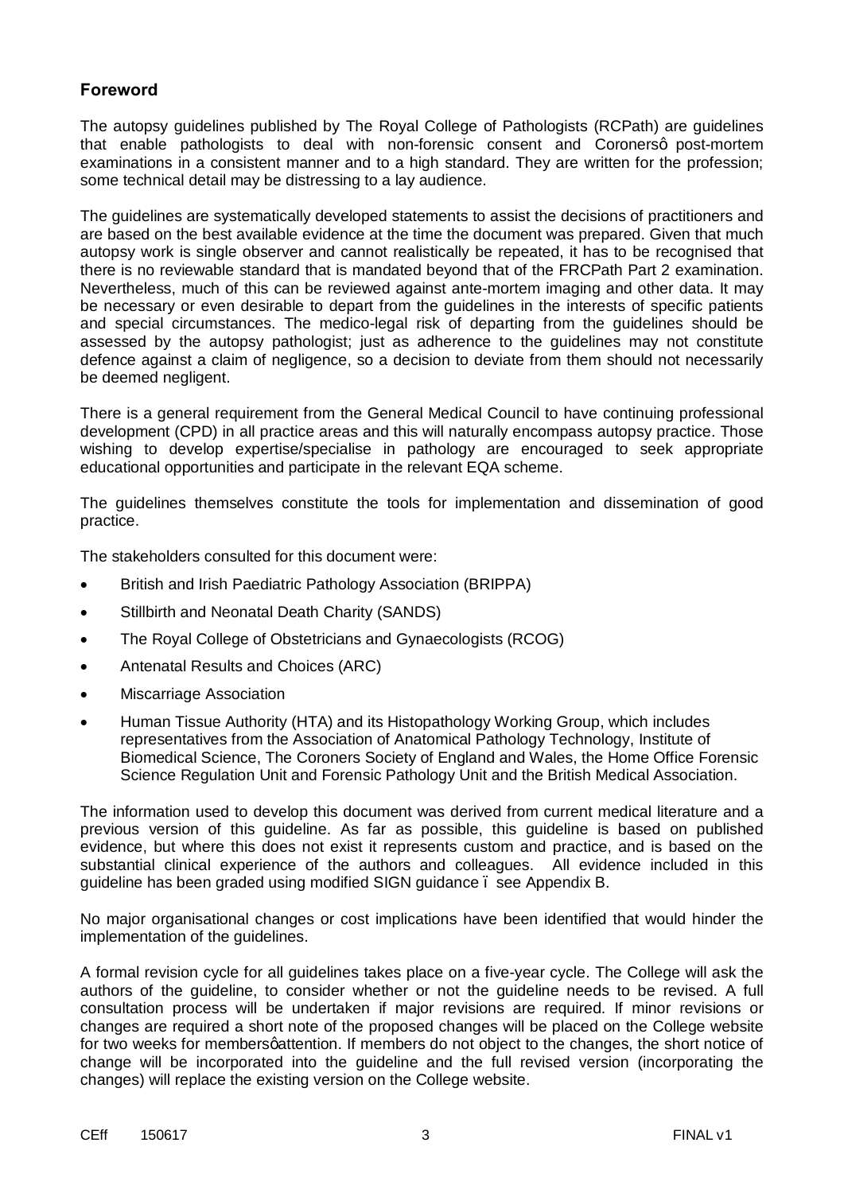## Foreword

The autopsy guidelines published by The Royal College of Pathologists (RCPath) are guidelines that enable pathologists to deal with non-forensic consent and Coronersô post-mortem examinations in a consistent manner and to a high standard. They are written for the profession; some technical detail may be distressing to a lay audience.

The guidelines are systematically developed statements to assist the decisions of practitioners and are based on the best available evidence at the time the document was prepared. Given that much autopsy work is single observer and cannot realistically be repeated, it has to be recognised that there is no reviewable standard that is mandated beyond that of the FRCPath Part 2 examination. Nevertheless, much of this can be reviewed against ante-mortem imaging and other data. It may be necessary or even desirable to depart from the guidelines in the interests of specific patients and special circumstances. The medico-legal risk of departing from the guidelines should be assessed by the autopsy pathologist; just as adherence to the guidelines may not constitute defence against a claim of negligence, so a decision to deviate from them should not necessarily be deemed negligent.

There is a general requirement from the General Medical Council to have continuing professional development (CPD) in all practice areas and this will naturally encompass autopsy practice. Those wishing to develop expertise/specialise in pathology are encouraged to seek appropriate educational opportunities and participate in the relevant EQA scheme.

The guidelines themselves constitute the tools for implementation and dissemination of good practice.

The stakeholders consulted for this document were:

- British and Irish Paediatric Pathology Association (BRIPPA)
- Stillbirth and Neonatal Death Charity (SANDS)
- The Royal College of Obstetricians and Gynaecologists (RCOG)
- Antenatal Results and Choices (ARC)
- Miscarriage Association
- Human Tissue Authority (HTA) and its Histopathology Working Group, which includes representatives from the Association of Anatomical Pathology Technology, Institute of Biomedical Science, The Coroners Society of England and Wales, the Home Office Forensic Science Regulation Unit and Forensic Pathology Unit and the British Medical Association.

The information used to develop this document was derived from current medical literature and a previous version of this guideline. As far as possible, this guideline is based on published evidence, but where this does not exist it represents custom and practice, and is based on the substantial clinical experience of the authors and colleagues. All evidence included in this guideline has been graded using modified SIGN guidance ï see Appendix B.

No major organisational changes or cost implications have been identified that would hinder the implementation of the guidelines.

A formal revision cycle for all guidelines takes place on a five-year cycle. The College will ask the authors of the guideline, to consider whether or not the guideline needs to be revised. A full consultation process will be undertaken if major revisions are required. If minor revisions or changes are required a short note of the proposed changes will be placed on the College website for two weeks for membersọattention. If members do not object to the changes, the short notice of change will be incorporated into the guideline and the full revised version (incorporating the changes) will replace the existing version on the College website.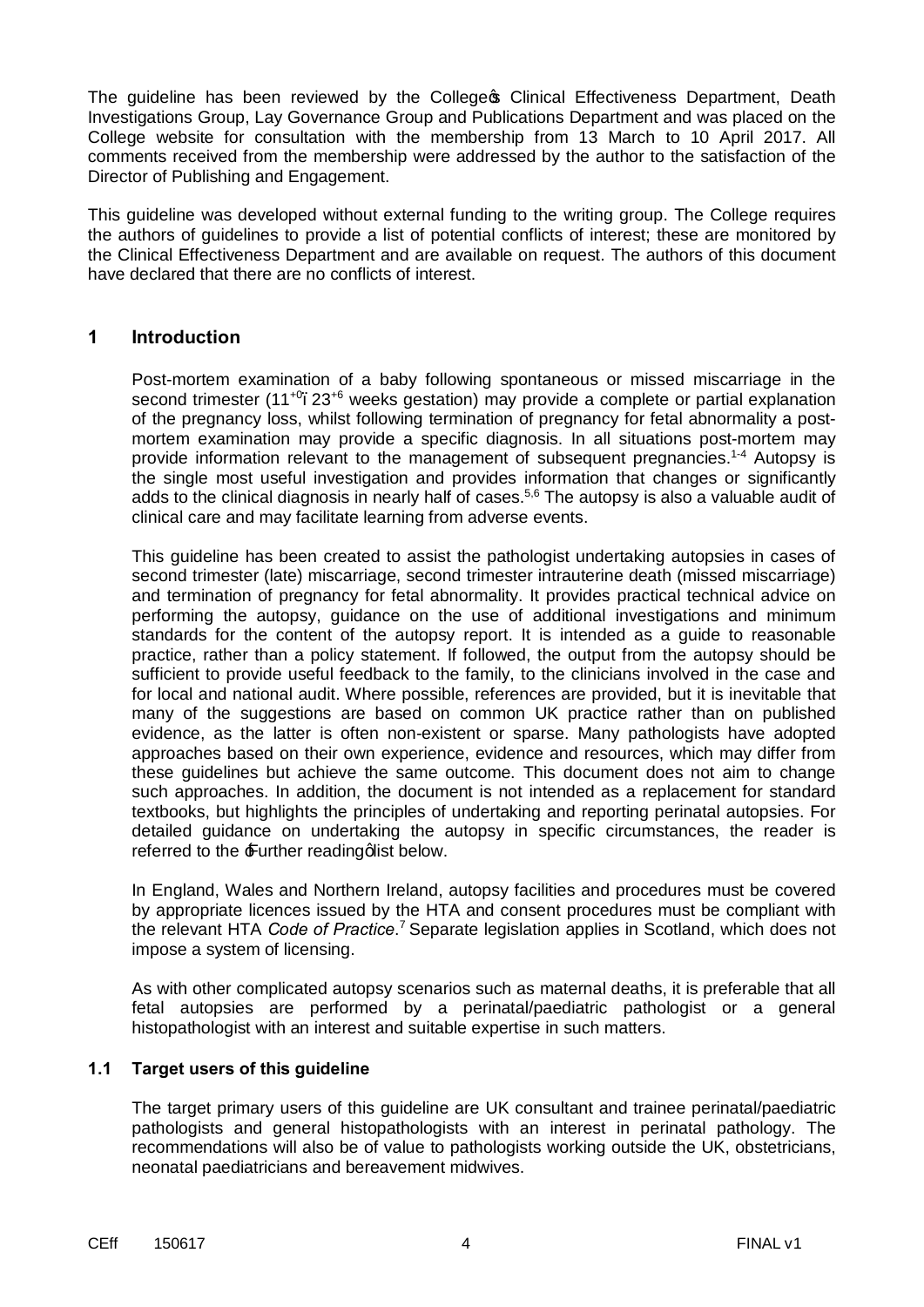The guideline has been reviewed by the College's Clinical Effectiveness Department, Death Investigations Group, Lay Governance Group and Publications Department and was placed on the College website for consultation with the membership from 13 March to 10 April 2017. All comments received from the membership were addressed by the author to the satisfaction of the Director of Publishing and Engagement.

This guideline was developed without external funding to the writing group. The College requires the authors of guidelines to provide a list of potential conflicts of interest; these are monitored by the Clinical Effectiveness Department and are available on request. The authors of this document have declared that there are no conflicts of interest.

## 1 Introduction

Post-mortem examination of a baby following spontaneous or missed miscarriage in the second trimester ($11^{+0}$–$23^{+6}$ weeks gestation) may provide a complete or partial explanation of the pregnancy loss, whilst following termination of pregnancy for fetal abnormality a post-mortem examination may provide a specific diagnosis. In all situations post-mortem may provide information relevant to the management of subsequent pregnancies.[1-4] Autopsy is the single most useful investigation and provides information that changes or significantly adds to the clinical diagnosis in nearly half of cases.[5,6] The autopsy is also a valuable audit of clinical care and may facilitate learning from adverse events.

This guideline has been created to assist the pathologist undertaking autopsies in cases of second trimester (late) miscarriage, second trimester intrauterine death (missed miscarriage) and termination of pregnancy for fetal abnormality. It provides practical technical advice on performing the autopsy, guidance on the use of additional investigations and minimum standards for the content of the autopsy report. It is intended as a guide to reasonable practice, rather than a policy statement. If followed, the output from the autopsy should be sufficient to provide useful feedback to the family, to the clinicians involved in the case and for local and national audit. Where possible, references are provided, but it is inevitable that many of the suggestions are based on common UK practice rather than on published evidence, as the latter is often non-existent or sparse. Many pathologists have adopted approaches based on their own experience, evidence and resources, which may differ from these guidelines but achieve the same outcome. This document does not aim to change such approaches. In addition, the document is not intended as a replacement for standard textbooks, but highlights the principles of undertaking and reporting perinatal autopsies. For detailed guidance on undertaking the autopsy in specific circumstances, the reader is referred to the 'Further reading' list below.

In England, Wales and Northern Ireland, autopsy facilities and procedures must be covered by appropriate licences issued by the HTA and consent procedures must be compliant with the relevant HTA *Code of Practice*.[7] Separate legislation applies in Scotland, which does not impose a system of licensing.

As with other complicated autopsy scenarios such as maternal deaths, it is preferable that all fetal autopsies are performed by a perinatal/paediatric pathologist or a general histopathologist with an interest and suitable expertise in such matters.

### 1.1 Target users of this guideline

The target primary users of this guideline are UK consultant and trainee perinatal/paediatric pathologists and general histopathologists with an interest in perinatal pathology. The recommendations will also be of value to pathologists working outside the UK, obstetricians, neonatal paediatricians and bereavement midwives.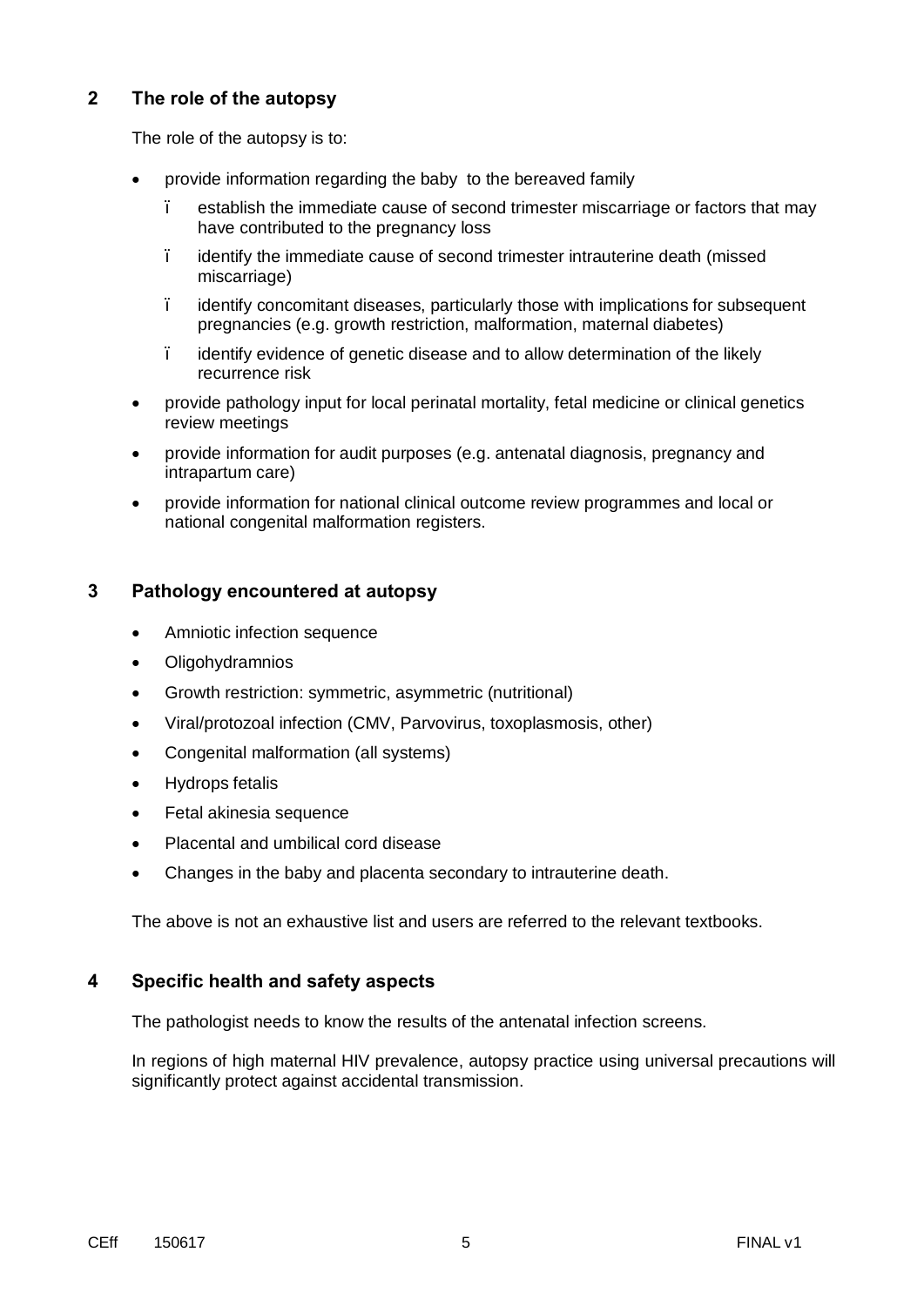## 2 The role of the autopsy

The role of the autopsy is to:

- provide information regarding the baby to the bereaved family
  - establish the immediate cause of second trimester miscarriage or factors that may have contributed to the pregnancy loss
  - identify the immediate cause of second trimester intrauterine death (missed miscarriage)
  - identify concomitant diseases, particularly those with implications for subsequent pregnancies (e.g. growth restriction, malformation, maternal diabetes)
  - identify evidence of genetic disease and to allow determination of the likely recurrence risk
- provide pathology input for local perinatal mortality, fetal medicine or clinical genetics review meetings
- provide information for audit purposes (e.g. antenatal diagnosis, pregnancy and intrapartum care)
- provide information for national clinical outcome review programmes and local or national congenital malformation registers.

## 3 Pathology encountered at autopsy

- Amniotic infection sequence
- Oligohydramnios
- Growth restriction: symmetric, asymmetric (nutritional)
- Viral/protozoal infection (CMV, Parvovirus, toxoplasmosis, other)
- Congenital malformation (all systems)
- Hydrops fetalis
- Fetal akinesia sequence
- Placental and umbilical cord disease
- Changes in the baby and placenta secondary to intrauterine death.

The above is not an exhaustive list and users are referred to the relevant textbooks.

## 4 Specific health and safety aspects

The pathologist needs to know the results of the antenatal infection screens.

In regions of high maternal HIV prevalence, autopsy practice using universal precautions will significantly protect against accidental transmission.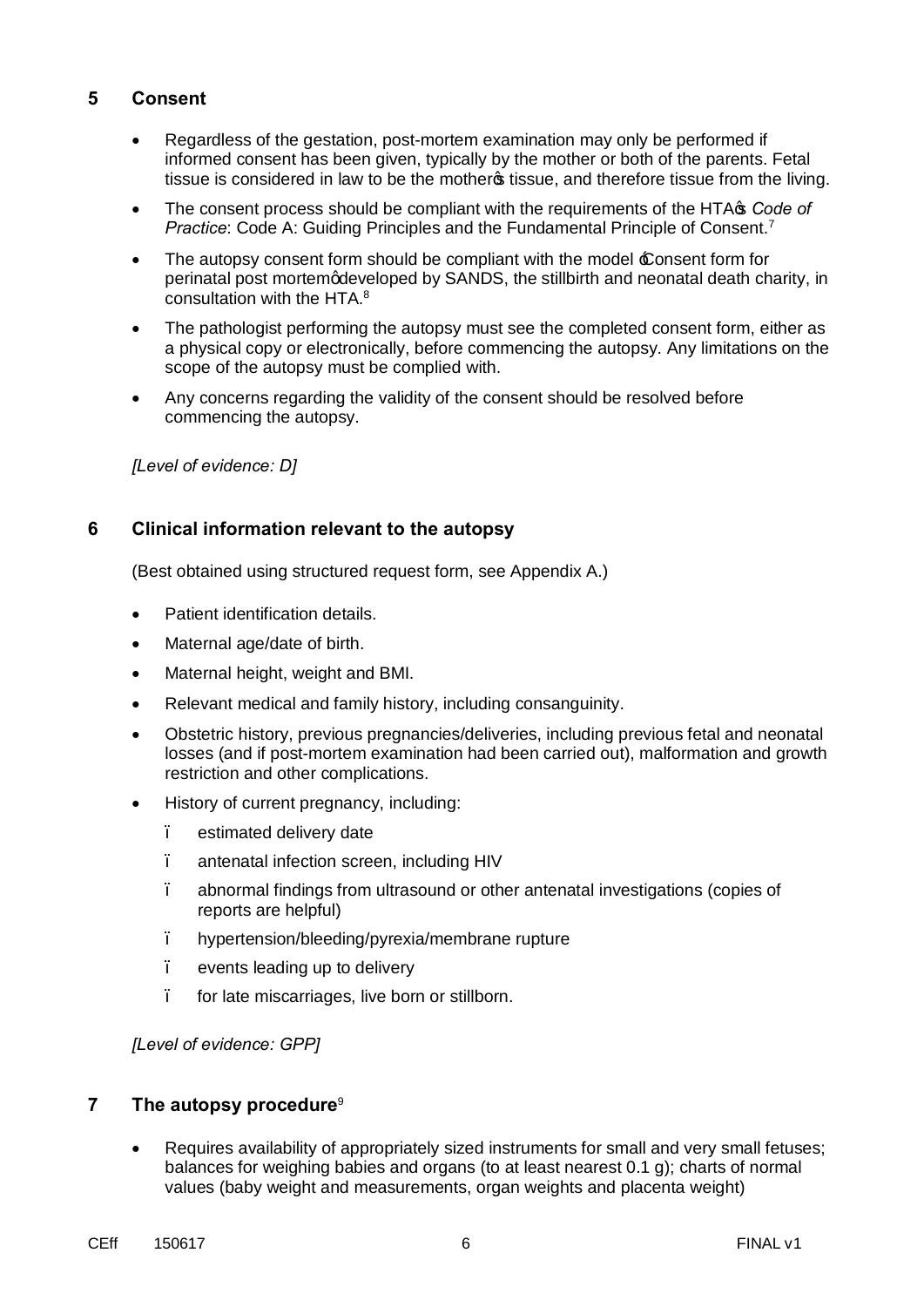## 5 Consent

- Regardless of the gestation, post-mortem examination may only be performed if informed consent has been given, typically by the mother or both of the parents. Fetal tissue is considered in law to be the mother's tissue, and therefore tissue from the living.
- The consent process should be compliant with the requirements of the HTA's *Code of Practice*: Code A: Guiding Principles and the Fundamental Principle of Consent.[7]
- The autopsy consent form should be compliant with the model 'Consent form for perinatal post mortem' developed by SANDS, the stillbirth and neonatal death charity, in consultation with the HTA.[8]
- The pathologist performing the autopsy must see the completed consent form, either as a physical copy or electronically, before commencing the autopsy. Any limitations on the scope of the autopsy must be complied with.
- Any concerns regarding the validity of the consent should be resolved before commencing the autopsy.

*[Level of evidence: D]*

## 6 Clinical information relevant to the autopsy

(Best obtained using structured request form, see Appendix A.)

- Patient identification details.
- Maternal age/date of birth.
- Maternal height, weight and BMI.
- Relevant medical and family history, including consanguinity.
- Obstetric history, previous pregnancies/deliveries, including previous fetal and neonatal losses (and if post-mortem examination had been carried out), malformation and growth restriction and other complications.
- History of current pregnancy, including:
  - estimated delivery date
  - antenatal infection screen, including HIV
  - abnormal findings from ultrasound or other antenatal investigations (copies of reports are helpful)
  - hypertension/bleeding/pyrexia/membrane rupture
  - events leading up to delivery
  - for late miscarriages, live born or stillborn.

*[Level of evidence: GPP]*

## 7 The autopsy procedure[9]

- Requires availability of appropriately sized instruments for small and very small fetuses; balances for weighing babies and organs (to at least nearest 0.1 g); charts of normal values (baby weight and measurements, organ weights and placenta weight)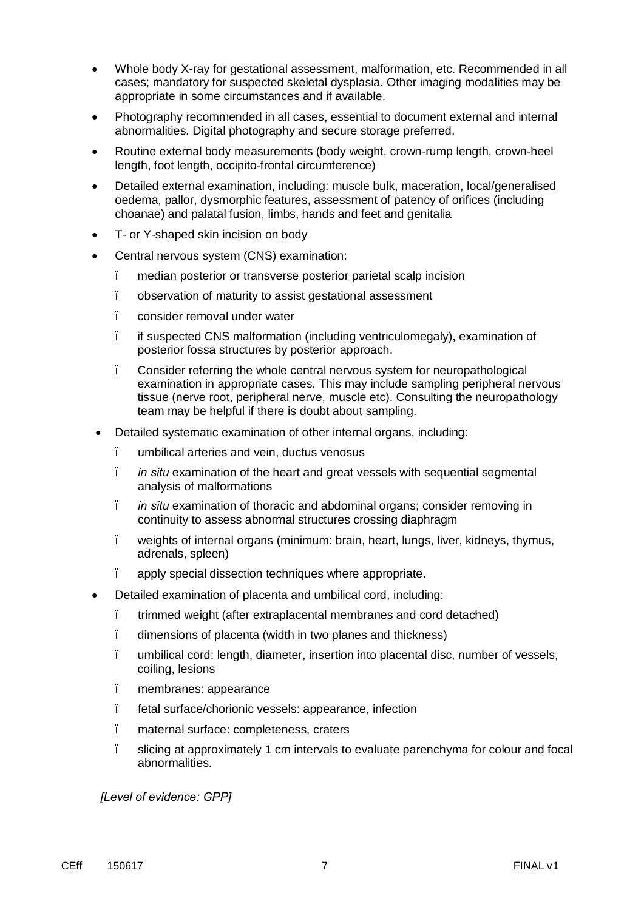- Whole body X-ray for gestational assessment, malformation, etc. Recommended in all cases; mandatory for suspected skeletal dysplasia. Other imaging modalities may be appropriate in some circumstances and if available.
- Photography recommended in all cases, essential to document external and internal abnormalities. Digital photography and secure storage preferred.
- Routine external body measurements (body weight, crown-rump length, crown-heel length, foot length, occipito-frontal circumference)
- Detailed external examination, including: muscle bulk, maceration, local/generalised oedema, pallor, dysmorphic features, assessment of patency of orifices (including choanae) and palatal fusion, limbs, hands and feet and genitalia
- T- or Y-shaped skin incision on body
- Central nervous system (CNS) examination:
  - median posterior or transverse posterior parietal scalp incision
  - observation of maturity to assist gestational assessment
  - consider removal under water
  - if suspected CNS malformation (including ventriculomegaly), examination of posterior fossa structures by posterior approach.
  - Consider referring the whole central nervous system for neuropathological examination in appropriate cases. This may include sampling peripheral nervous tissue (nerve root, peripheral nerve, muscle etc). Consulting the neuropathology team may be helpful if there is doubt about sampling.
- Detailed systematic examination of other internal organs, including:
  - umbilical arteries and vein, ductus venosus
  - *in situ* examination of the heart and great vessels with sequential segmental analysis of malformations
  - *in situ* examination of thoracic and abdominal organs; consider removing in continuity to assess abnormal structures crossing diaphragm
  - weights of internal organs (minimum: brain, heart, lungs, liver, kidneys, thymus, adrenals, spleen)
  - apply special dissection techniques where appropriate.
- Detailed examination of placenta and umbilical cord, including:
  - trimmed weight (after extraplacental membranes and cord detached)
  - dimensions of placenta (width in two planes and thickness)
  - umbilical cord: length, diameter, insertion into placental disc, number of vessels, coiling, lesions
  - membranes: appearance
  - fetal surface/chorionic vessels: appearance, infection
  - maternal surface: completeness, craters
  - slicing at approximately 1 cm intervals to evaluate parenchyma for colour and focal abnormalities.

*[Level of evidence: GPP]*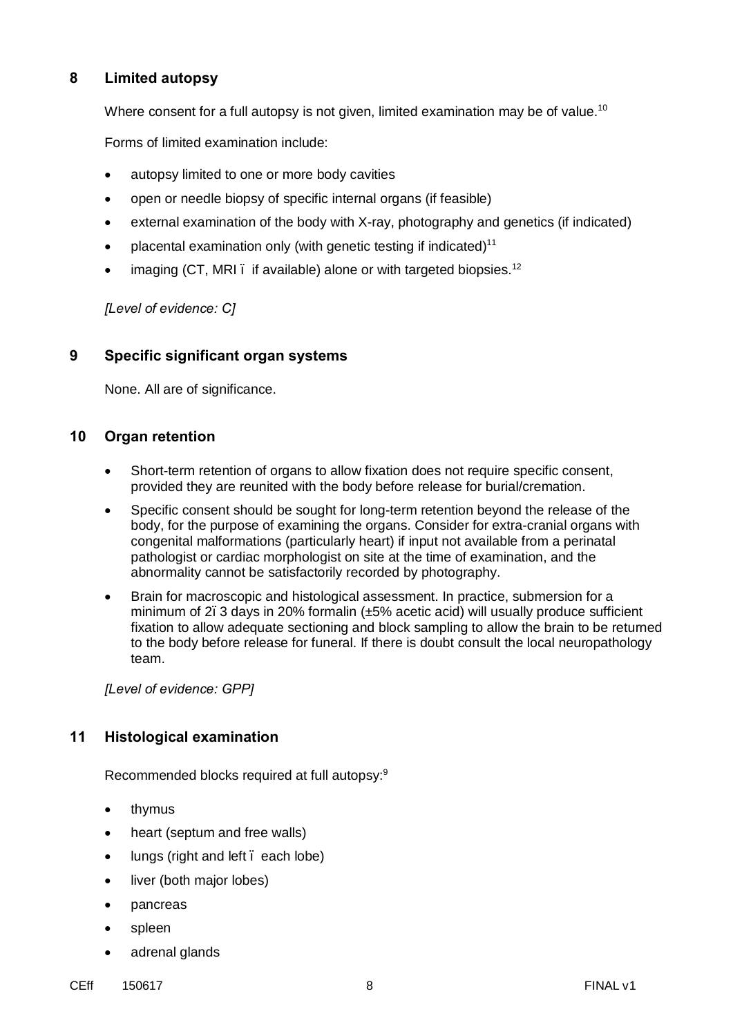## 8 Limited autopsy

Where consent for a full autopsy is not given, limited examination may be of value.[10]

Forms of limited examination include:

- autopsy limited to one or more body cavities
- open or needle biopsy of specific internal organs (if feasible)
- external examination of the body with X-ray, photography and genetics (if indicated)
- placental examination only (with genetic testing if indicated)[11]
- imaging (CT, MRI – if available) alone or with targeted biopsies.[12]

*[Level of evidence: C]*

## 9 Specific significant organ systems

None. All are of significance.

## 10 Organ retention

- Short-term retention of organs to allow fixation does not require specific consent, provided they are reunited with the body before release for burial/cremation.
- Specific consent should be sought for long-term retention beyond the release of the body, for the purpose of examining the organs. Consider for extra-cranial organs with congenital malformations (particularly heart) if input not available from a perinatal pathologist or cardiac morphologist on site at the time of examination, and the abnormality cannot be satisfactorily recorded by photography.
- Brain for macroscopic and histological assessment. In practice, submersion for a minimum of 2–3 days in 20% formalin (±5% acetic acid) will usually produce sufficient fixation to allow adequate sectioning and block sampling to allow the brain to be returned to the body before release for funeral. If there is doubt consult the local neuropathology team.

*[Level of evidence: GPP]*

## 11 Histological examination

Recommended blocks required at full autopsy:[9]

- thymus
- heart (septum and free walls)
- lungs (right and left – each lobe)
- liver (both major lobes)
- pancreas
- spleen
- adrenal glands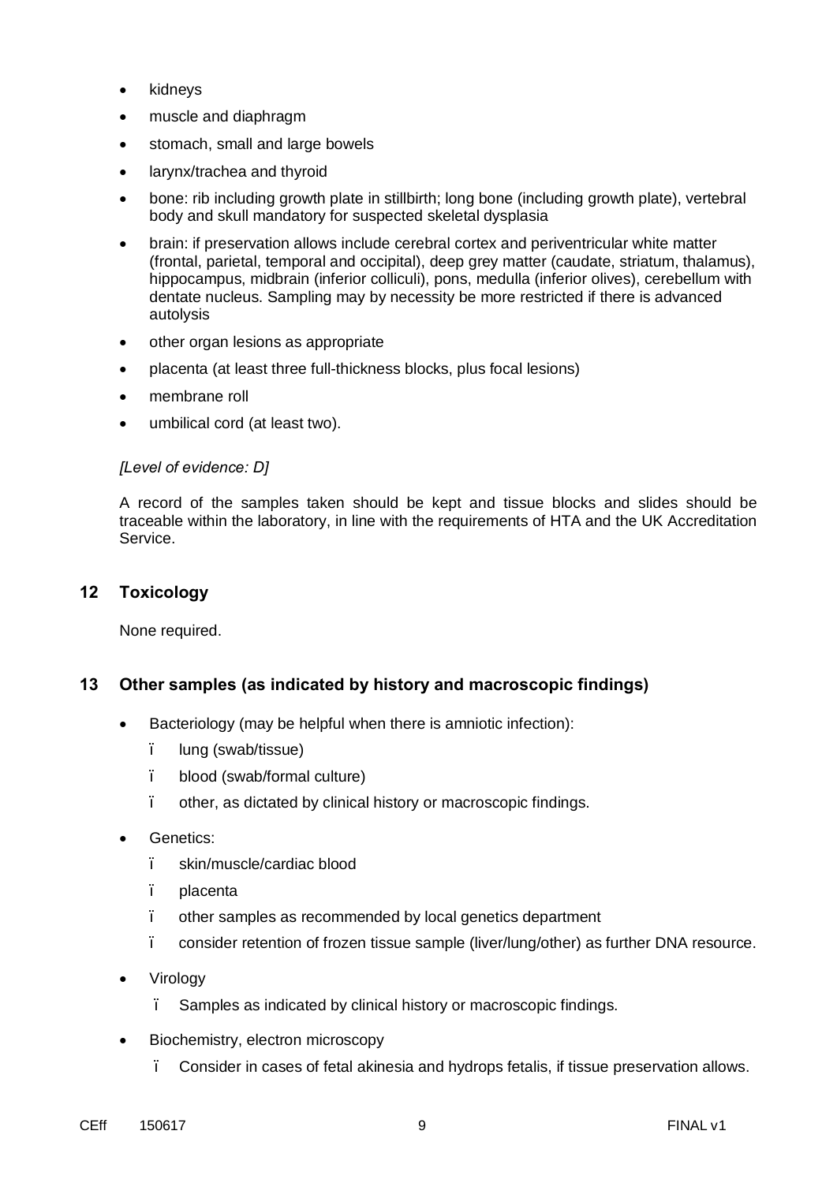- kidneys
- muscle and diaphragm
- stomach, small and large bowels
- larynx/trachea and thyroid
- bone: rib including growth plate in stillbirth; long bone (including growth plate), vertebral body and skull mandatory for suspected skeletal dysplasia
- brain: if preservation allows include cerebral cortex and periventricular white matter (frontal, parietal, temporal and occipital), deep grey matter (caudate, striatum, thalamus), hippocampus, midbrain (inferior colliculi), pons, medulla (inferior olives), cerebellum with dentate nucleus. Sampling may by necessity be more restricted if there is advanced autolysis
- other organ lesions as appropriate
- placenta (at least three full-thickness blocks, plus focal lesions)
- membrane roll
- umbilical cord (at least two).

*[Level of evidence: D]*

A record of the samples taken should be kept and tissue blocks and slides should be traceable within the laboratory, in line with the requirements of HTA and the UK Accreditation Service.

## 12 Toxicology

None required.

## 13 Other samples (as indicated by history and macroscopic findings)

- Bacteriology (may be helpful when there is amniotic infection):
  - lung (swab/tissue)
  - blood (swab/formal culture)
  - other, as dictated by clinical history or macroscopic findings.
- Genetics:
  - skin/muscle/cardiac blood
  - placenta
  - other samples as recommended by local genetics department
  - consider retention of frozen tissue sample (liver/lung/other) as further DNA resource.
- Virology
  - Samples as indicated by clinical history or macroscopic findings.
- Biochemistry, electron microscopy
  - Consider in cases of fetal akinesia and hydrops fetalis, if tissue preservation allows.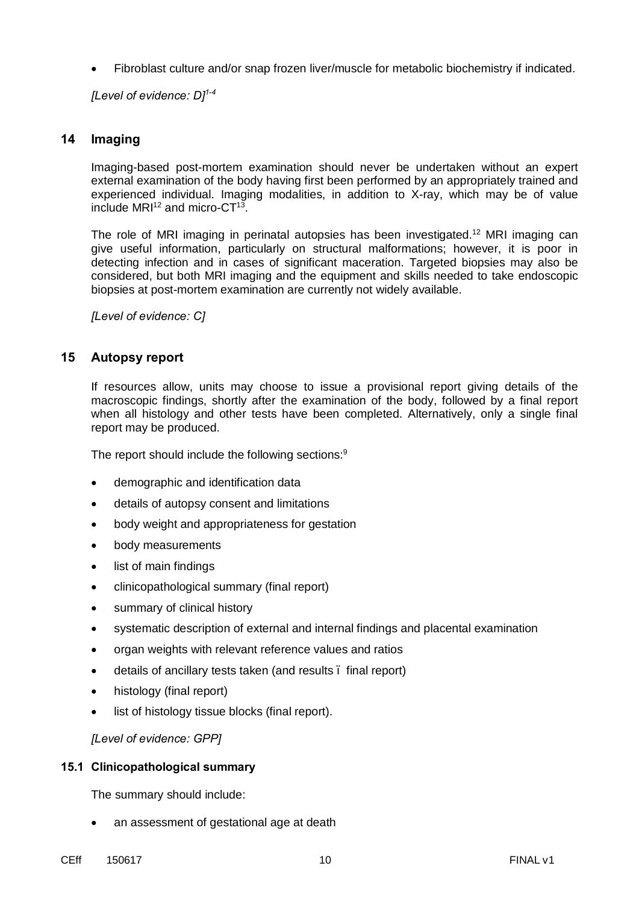- Fibroblast culture and/or snap frozen liver/muscle for metabolic biochemistry if indicated.

*[Level of evidence: D][1-4]*

## 14 Imaging

Imaging-based post-mortem examination should never be undertaken without an expert external examination of the body having first been performed by an appropriately trained and experienced individual. Imaging modalities, in addition to X-ray, which may be of value include MRI[12] and micro-CT[13].

The role of MRI imaging in perinatal autopsies has been investigated.[12] MRI imaging can give useful information, particularly on structural malformations; however, it is poor in detecting infection and in cases of significant maceration. Targeted biopsies may also be considered, but both MRI imaging and the equipment and skills needed to take endoscopic biopsies at post-mortem examination are currently not widely available.

*[Level of evidence: C]*

## 15 Autopsy report

If resources allow, units may choose to issue a provisional report giving details of the macroscopic findings, shortly after the examination of the body, followed by a final report when all histology and other tests have been completed. Alternatively, only a single final report may be produced.

The report should include the following sections:[9]

- demographic and identification data
- details of autopsy consent and limitations
- body weight and appropriateness for gestation
- body measurements
- list of main findings
- clinicopathological summary (final report)
- summary of clinical history
- systematic description of external and internal findings and placental examination
- organ weights with relevant reference values and ratios
- details of ancillary tests taken (and results – final report)
- histology (final report)
- list of histology tissue blocks (final report).

*[Level of evidence: GPP]*

### 15.1 Clinicopathological summary

The summary should include:

- an assessment of gestational age at death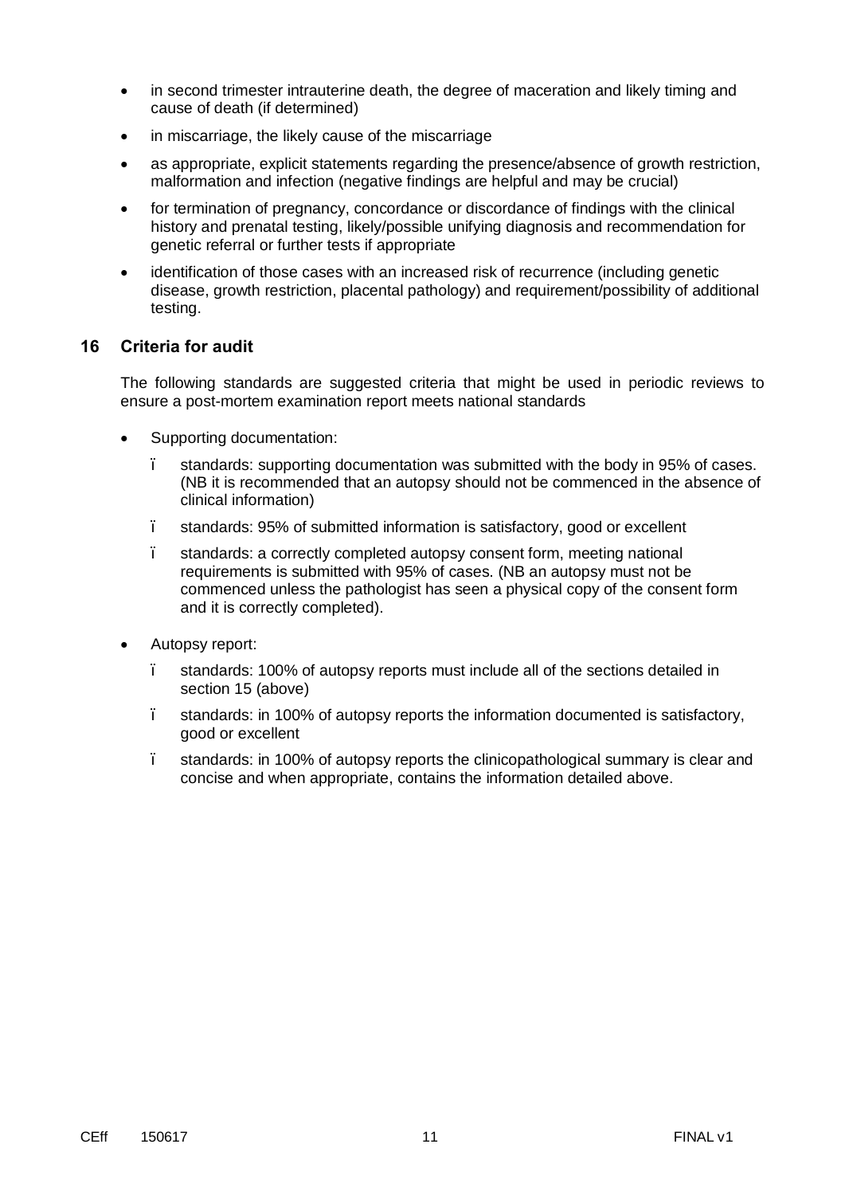- in second trimester intrauterine death, the degree of maceration and likely timing and cause of death (if determined)
- in miscarriage, the likely cause of the miscarriage
- as appropriate, explicit statements regarding the presence/absence of growth restriction, malformation and infection (negative findings are helpful and may be crucial)
- for termination of pregnancy, concordance or discordance of findings with the clinical history and prenatal testing, likely/possible unifying diagnosis and recommendation for genetic referral or further tests if appropriate
- identification of those cases with an increased risk of recurrence (including genetic disease, growth restriction, placental pathology) and requirement/possibility of additional testing.

## 16 Criteria for audit

The following standards are suggested criteria that might be used in periodic reviews to ensure a post-mortem examination report meets national standards

- Supporting documentation:
  - standards: supporting documentation was submitted with the body in 95% of cases. (NB it is recommended that an autopsy should not be commenced in the absence of clinical information)
  - standards: 95% of submitted information is satisfactory, good or excellent
  - standards: a correctly completed autopsy consent form, meeting national requirements is submitted with 95% of cases. (NB an autopsy must not be commenced unless the pathologist has seen a physical copy of the consent form and it is correctly completed).
- Autopsy report:
  - standards: 100% of autopsy reports must include all of the sections detailed in section 15 (above)
  - standards: in 100% of autopsy reports the information documented is satisfactory, good or excellent
  - standards: in 100% of autopsy reports the clinicopathological summary is clear and concise and when appropriate, contains the information detailed above.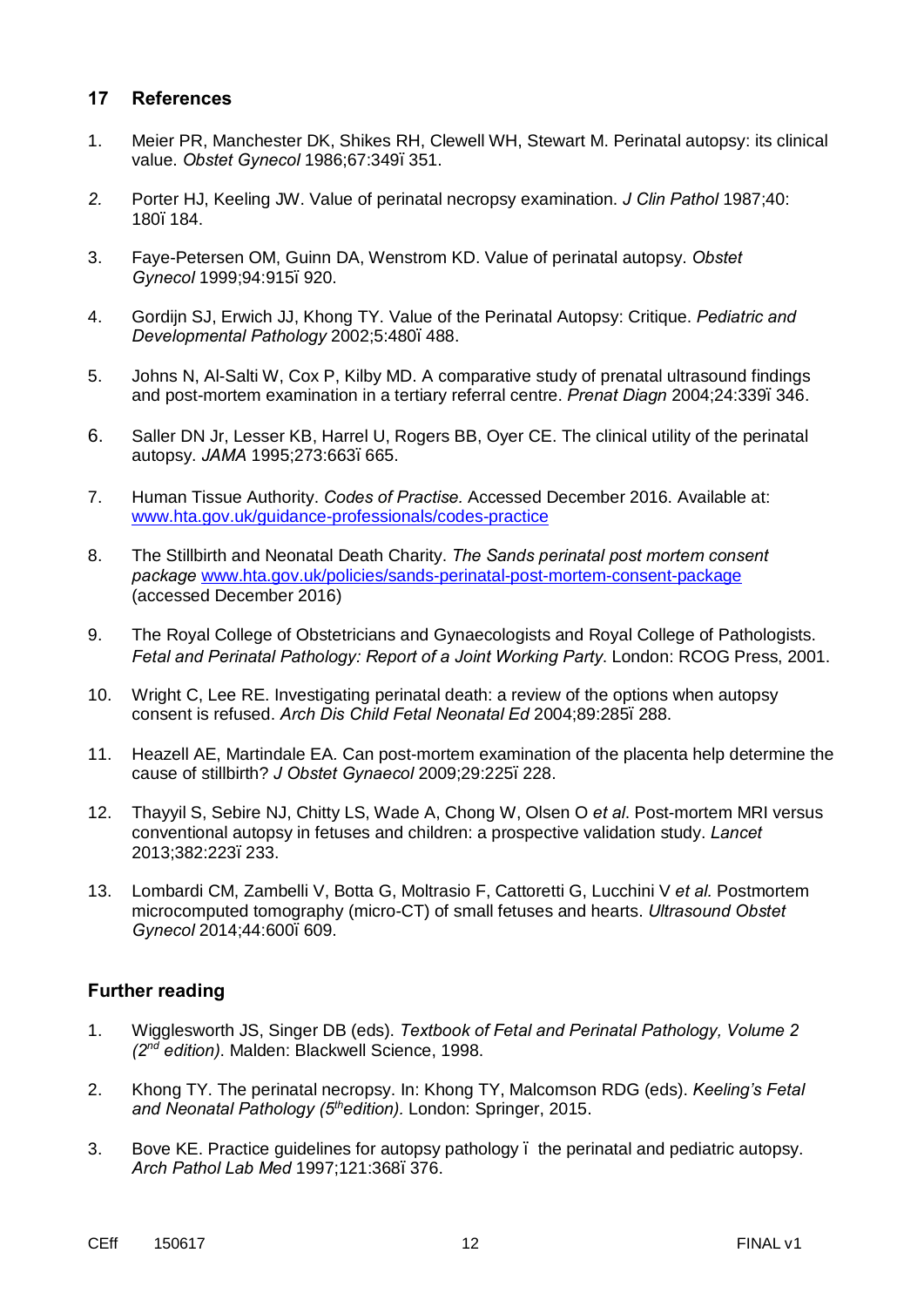## 17 References

1. Meier PR, Manchester DK, Shikes RH, Clewell WH, Stewart M. Perinatal autopsy: its clinical value. *Obstet Gynecol* 1986;67:349ï 351.

2. Porter HJ, Keeling JW. Value of perinatal necropsy examination. *J Clin Pathol* 1987;40: 180ï 184.

3. Faye-Petersen OM, Guinn DA, Wenstrom KD. Value of perinatal autopsy. *Obstet Gynecol* 1999;94:915ï 920.

4. Gordijn SJ, Erwich JJ, Khong TY. Value of the Perinatal Autopsy: Critique. *Pediatric and Developmental Pathology* 2002;5:480ï 488.

5. Johns N, Al-Salti W, Cox P, Kilby MD. A comparative study of prenatal ultrasound findings and post-mortem examination in a tertiary referral centre. *Prenat Diagn* 2004;24:339ï 346.

6. Saller DN Jr, Lesser KB, Harrel U, Rogers BB, Oyer CE. The clinical utility of the perinatal autopsy. *JAMA* 1995;273:663ï 665.

7. Human Tissue Authority. *Codes of Practise.* Accessed December 2016. Available at: [www.hta.gov.uk/guidance-professionals/codes-practice](www.hta.gov.uk/guidance-professionals/codes-practice)

8. The Stillbirth and Neonatal Death Charity. *The Sands perinatal post mortem consent package* [www.hta.gov.uk/policies/sands-perinatal-post-mortem-consent-package](www.hta.gov.uk/policies/sands-perinatal-post-mortem-consent-package) (accessed December 2016)

9. The Royal College of Obstetricians and Gynaecologists and Royal College of Pathologists. *Fetal and Perinatal Pathology: Report of a Joint Working Party*. London: RCOG Press, 2001.

10. Wright C, Lee RE. Investigating perinatal death: a review of the options when autopsy consent is refused. *Arch Dis Child Fetal Neonatal Ed* 2004;89:285ï 288.

11. Heazell AE, Martindale EA. Can post-mortem examination of the placenta help determine the cause of stillbirth? *J Obstet Gynaecol* 2009;29:225ï 228.

12. Thayyil S, Sebire NJ, Chitty LS, Wade A, Chong W, Olsen O *et al*. Post-mortem MRI versus conventional autopsy in fetuses and children: a prospective validation study. *Lancet* 2013;382:223ï 233.

13. Lombardi CM, Zambelli V, Botta G, Moltrasio F, Cattoretti G, Lucchini V *et al.* Postmortem microcomputed tomography (micro-CT) of small fetuses and hearts. *Ultrasound Obstet Gynecol* 2014;44:600ï 609.

## Further reading

1. Wigglesworth JS, Singer DB (eds). *Textbook of Fetal and Perinatal Pathology, Volume 2 (2nd edition).* Malden: Blackwell Science, 1998.

2. Khong TY. The perinatal necropsy. In: Khong TY, Malcomson RDG (eds). *Keeling's Fetal and Neonatal Pathology (5th edition).* London: Springer, 2015.

3. Bove KE. Practice guidelines for autopsy pathology ï the perinatal and pediatric autopsy. *Arch Pathol Lab Med* 1997;121:368ï 376.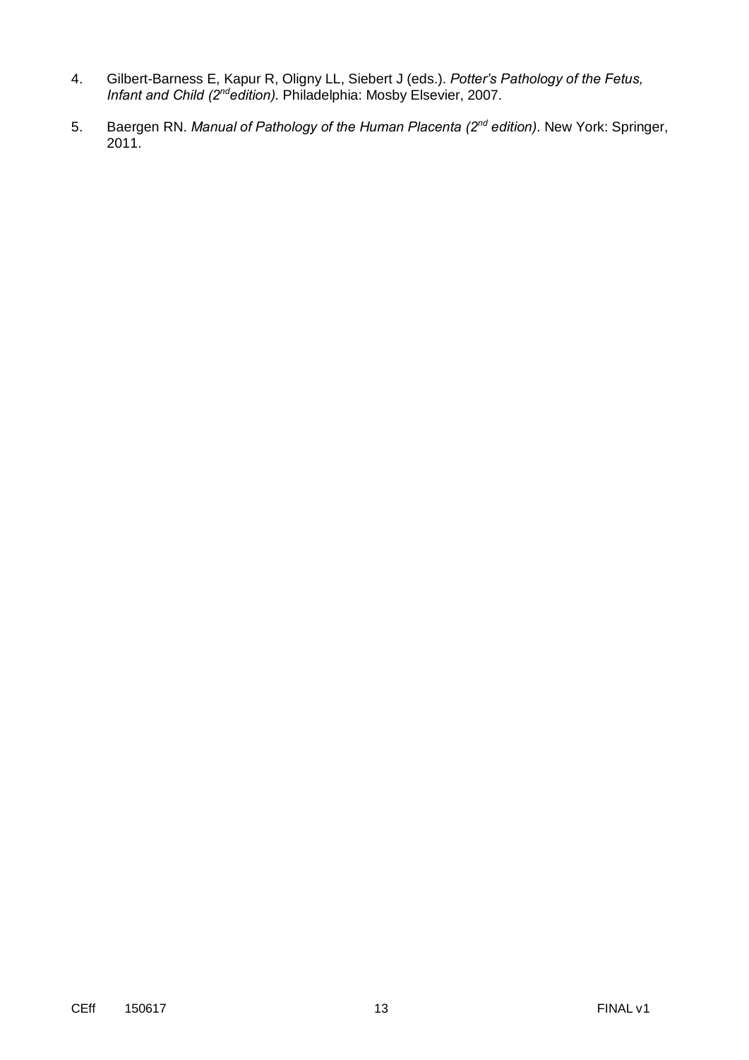4. Gilbert-Barness E, Kapur R, Oligny LL, Siebert J (eds.). *Potter's Pathology of the Fetus, Infant and Child (2nd edition).* Philadelphia: Mosby Elsevier, 2007.

5. Baergen RN. *Manual of Pathology of the Human Placenta (2nd edition)*. New York: Springer, 2011.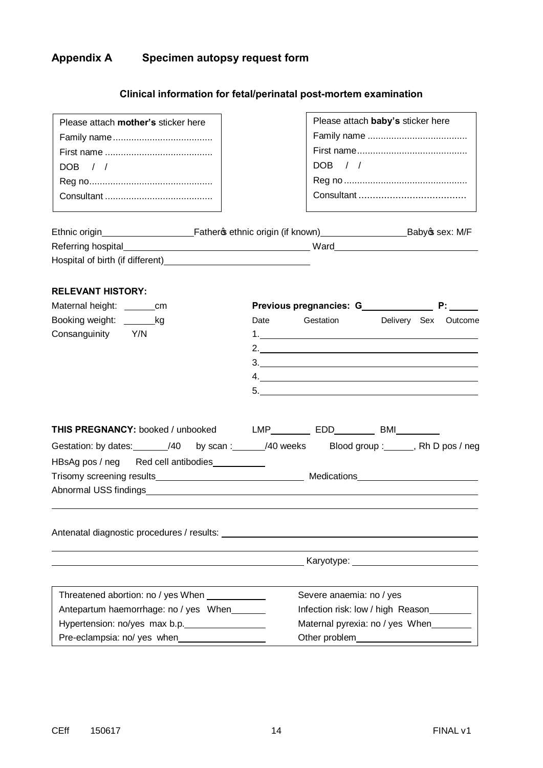## Appendix A Specimen autopsy request form

### Clinical information for fetal/perinatal post-mortem examination

| Please attach **mother's** sticker here | Please attach **baby's** sticker here |
|---|---|
| Family name...................................... | Family name ...................................... |
| First name ......................................... | First name.......................................... |
| DOB / / | DOB / / |
| Reg no............................................... | Reg no.............................................. |
| Consultant ......................................... | Consultant ………………………………… |

Ethnic origin__________________ Father's ethnic origin (if known)________________ Baby's sex: M/F

Referring hospital____________________________________ Ward____________________________

Hospital of birth (if different)____________________________

**RELEVANT HISTORY:**

Maternal height: ______cm

Booking weight: ______kg

Consanguinity Y/N

**Previous pregnancies: G______________ P: _____**

| | Date | Gestation | Delivery | Sex | Outcome |
|---|---|---|---|---|---|
| 1. | | | | | |
| 2. | | | | | |
| 3. | | | | | |
| 4. | | | | | |
| 5. | | | | | |

**THIS PREGNANCY:** booked / unbooked LMP________ EDD________ BMI________

Gestation: by dates:_______/40 by scan :______/40 weeks Blood group :______, Rh D pos / neg

HBsAg pos / neg Red cell antibodies__________

Trisomy screening results____________________________ Medications_______________________

Abnormal USS findings_________________________________________________________________

______________________________________________________________________________________

Antenatal diagnostic procedures / results: _____________________________________________

______________________________________________________________________________________

_______________________________________________ Karyotype: ________________________

| | |
|---|---|
| Threatened abortion: no / yes When ___________ | Severe anaemia: no / yes |
| Antepartum haemorrhage: no / yes When_______ | Infection risk: low / high Reason________ |
| Hypertension: no/yes max b.p.________________ | Maternal pyrexia: no / yes When________ |
| Pre-eclampsia: no/ yes when_________________ | Other problem_______________________ |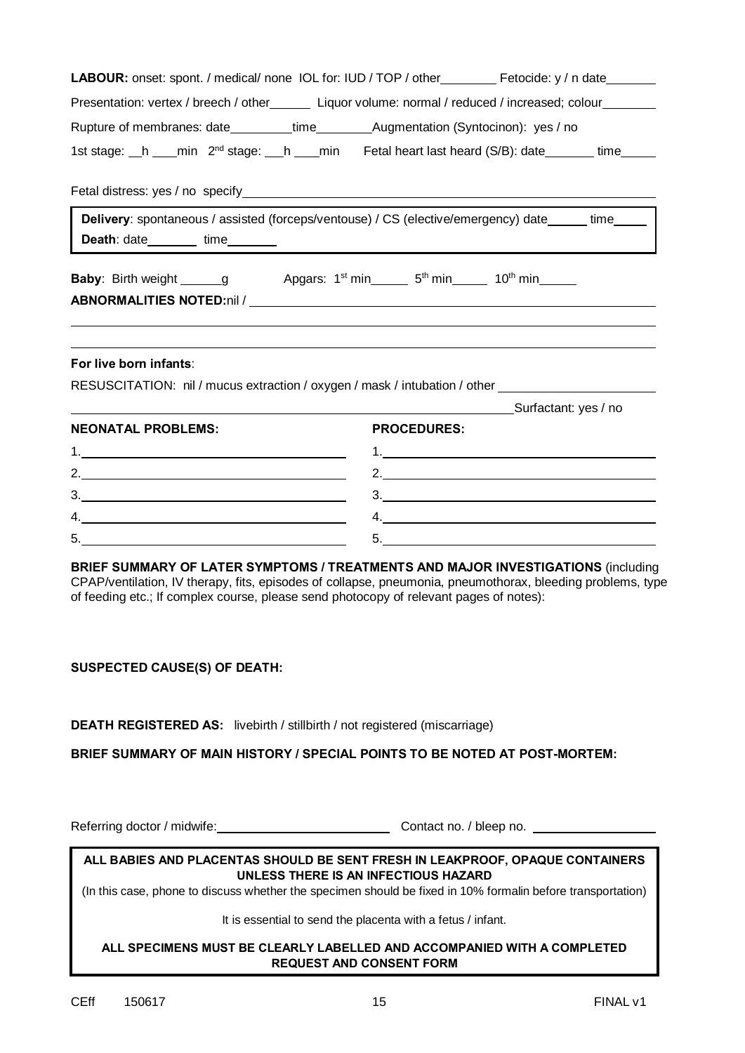**LABOUR:** onset: spont. / medical/ none IOL for: IUD / TOP / other________ Fetocide: y / n date_______

Presentation: vertex / breech / other______ Liquor volume: normal / reduced / increased; colour________

Rupture of membranes: date_________time________Augmentation (Syntocinon): yes / no

1st stage: __h ____min 2nd stage: ___h ____min Fetal heart last heard (S/B): date_______ time_____

Fetal distress: yes / no specify____________________________________________________________

**Delivery**: spontaneous / assisted (forceps/ventouse) / CS (elective/emergency) date______ time_____
**Death**: date________ time_______

**Baby**: Birth weight ______g Apgars: 1st min_____ 5th min_____ 10th min_____

**ABNORMALITIES NOTED:**nil / ____________________________________________________________

______________________________________________________________________________

______________________________________________________________________________

**For live born infants**:

RESUSCITATION: nil / mucus extraction / oxygen / mask / intubation / other ______________________

__________________________________________________________ Surfactant: yes / no

| **NEONATAL PROBLEMS:** | **PROCEDURES:** |
|---|---|
| 1. | 1. |
| 2. | 2. |
| 3. | 3. |
| 4. | 4. |
| 5. | 5. |

**BRIEF SUMMARY OF LATER SYMPTOMS / TREATMENTS AND MAJOR INVESTIGATIONS** (including CPAP/ventilation, IV therapy, fits, episodes of collapse, pneumonia, pneumothorax, bleeding problems, type of feeding etc.; If complex course, please send photocopy of relevant pages of notes):

**SUSPECTED CAUSE(S) OF DEATH:**

**DEATH REGISTERED AS:** livebirth / stillbirth / not registered (miscarriage)

**BRIEF SUMMARY OF MAIN HISTORY / SPECIAL POINTS TO BE NOTED AT POST-MORTEM:**

Referring doctor / midwife:_________________________ Contact no. / bleep no. __________________

**ALL BABIES AND PLACENTAS SHOULD BE SENT FRESH IN LEAKPROOF, OPAQUE CONTAINERS UNLESS THERE IS AN INFECTIOUS HAZARD**
(In this case, phone to discuss whether the specimen should be fixed in 10% formalin before transportation)

It is essential to send the placenta with a fetus / infant.

**ALL SPECIMENS MUST BE CLEARLY LABELLED AND ACCOMPANIED WITH A COMPLETED REQUEST AND CONSENT FORM**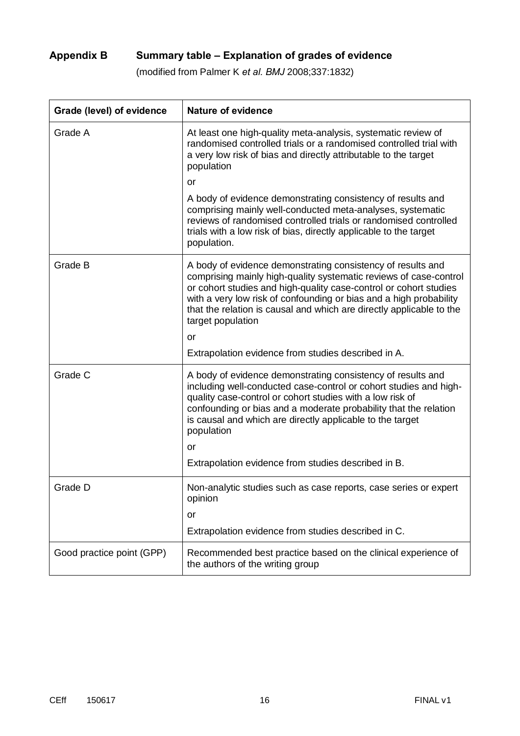## Appendix B Summary table – Explanation of grades of evidence

(modified from Palmer K *et al. BMJ* 2008;337:1832)

| Grade (level) of evidence | Nature of evidence |
|---|---|
| Grade A | At least one high-quality meta-analysis, systematic review of randomised controlled trials or a randomised controlled trial with a very low risk of bias and directly attributable to the target population<br><br>or<br><br>A body of evidence demonstrating consistency of results and comprising mainly well-conducted meta-analyses, systematic reviews of randomised controlled trials or randomised controlled trials with a low risk of bias, directly applicable to the target population. |
| Grade B | A body of evidence demonstrating consistency of results and comprising mainly high-quality systematic reviews of case-control or cohort studies and high-quality case-control or cohort studies with a very low risk of confounding or bias and a high probability that the relation is causal and which are directly applicable to the target population<br><br>or<br><br>Extrapolation evidence from studies described in A. |
| Grade C | A body of evidence demonstrating consistency of results and including well-conducted case-control or cohort studies and high-quality case-control or cohort studies with a low risk of confounding or bias and a moderate probability that the relation is causal and which are directly applicable to the target population<br><br>or<br><br>Extrapolation evidence from studies described in B. |
| Grade D | Non-analytic studies such as case reports, case series or expert opinion<br><br>or<br><br>Extrapolation evidence from studies described in C. |
| Good practice point (GPP) | Recommended best practice based on the clinical experience of the authors of the writing group |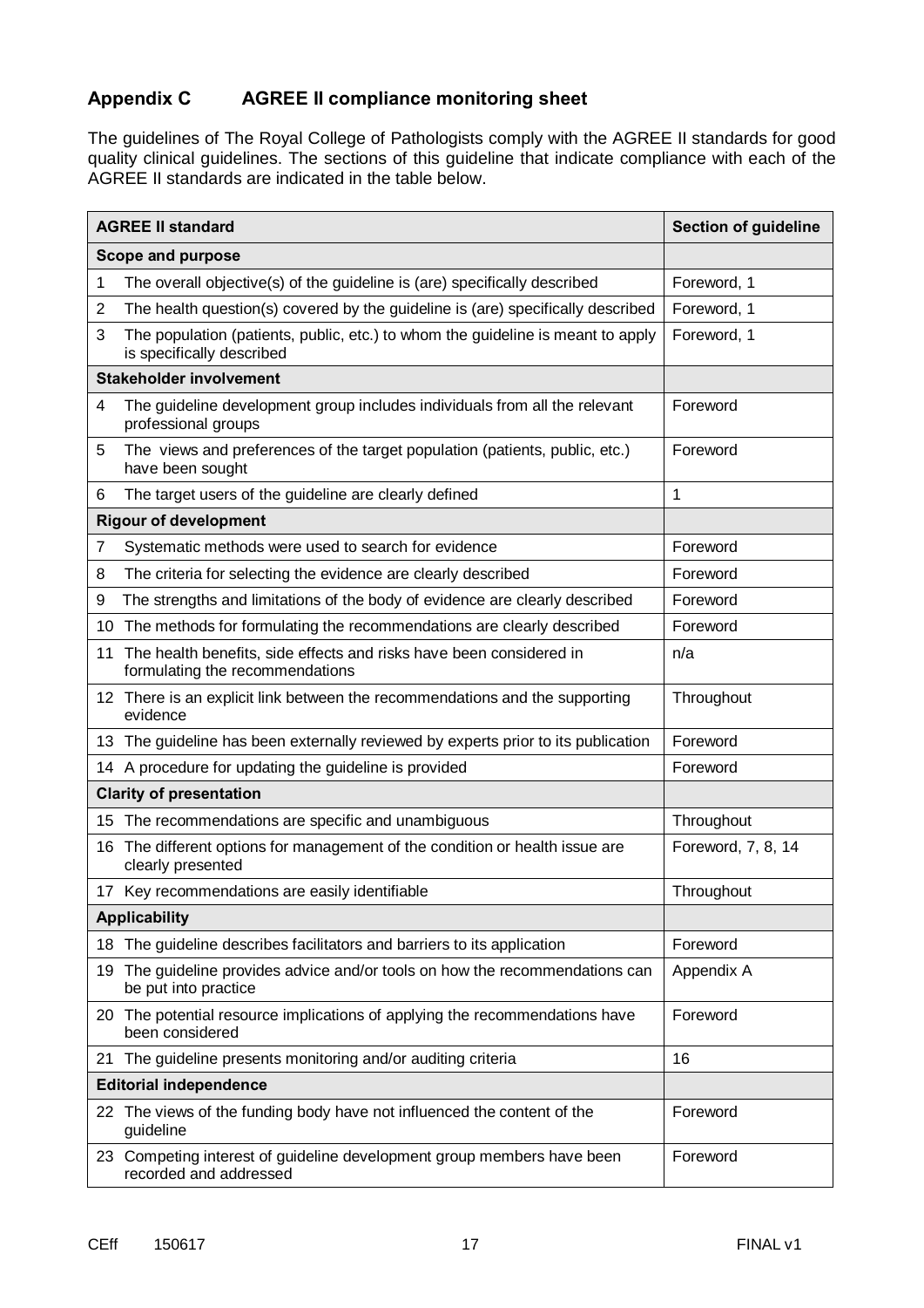## Appendix C AGREE II compliance monitoring sheet

The guidelines of The Royal College of Pathologists comply with the AGREE II standards for good quality clinical guidelines. The sections of this guideline that indicate compliance with each of the AGREE II standards are indicated in the table below.

| AGREE II standard | Section of guideline |
|---|---|
| **Scope and purpose** | |
| 1 The overall objective(s) of the guideline is (are) specifically described | Foreword, 1 |
| 2 The health question(s) covered by the guideline is (are) specifically described | Foreword, 1 |
| 3 The population (patients, public, etc.) to whom the guideline is meant to apply is specifically described | Foreword, 1 |
| **Stakeholder involvement** | |
| 4 The guideline development group includes individuals from all the relevant professional groups | Foreword |
| 5 The views and preferences of the target population (patients, public, etc.) have been sought | Foreword |
| 6 The target users of the guideline are clearly defined | 1 |
| **Rigour of development** | |
| 7 Systematic methods were used to search for evidence | Foreword |
| 8 The criteria for selecting the evidence are clearly described | Foreword |
| 9 The strengths and limitations of the body of evidence are clearly described | Foreword |
| 10 The methods for formulating the recommendations are clearly described | Foreword |
| 11 The health benefits, side effects and risks have been considered in formulating the recommendations | n/a |
| 12 There is an explicit link between the recommendations and the supporting evidence | Throughout |
| 13 The guideline has been externally reviewed by experts prior to its publication | Foreword |
| 14 A procedure for updating the guideline is provided | Foreword |
| **Clarity of presentation** | |
| 15 The recommendations are specific and unambiguous | Throughout |
| 16 The different options for management of the condition or health issue are clearly presented | Foreword, 7, 8, 14 |
| 17 Key recommendations are easily identifiable | Throughout |
| **Applicability** | |
| 18 The guideline describes facilitators and barriers to its application | Foreword |
| 19 The guideline provides advice and/or tools on how the recommendations can be put into practice | Appendix A |
| 20 The potential resource implications of applying the recommendations have been considered | Foreword |
| 21 The guideline presents monitoring and/or auditing criteria | 16 |
| **Editorial independence** | |
| 22 The views of the funding body have not influenced the content of the guideline | Foreword |
| 23 Competing interest of guideline development group members have been recorded and addressed | Foreword |